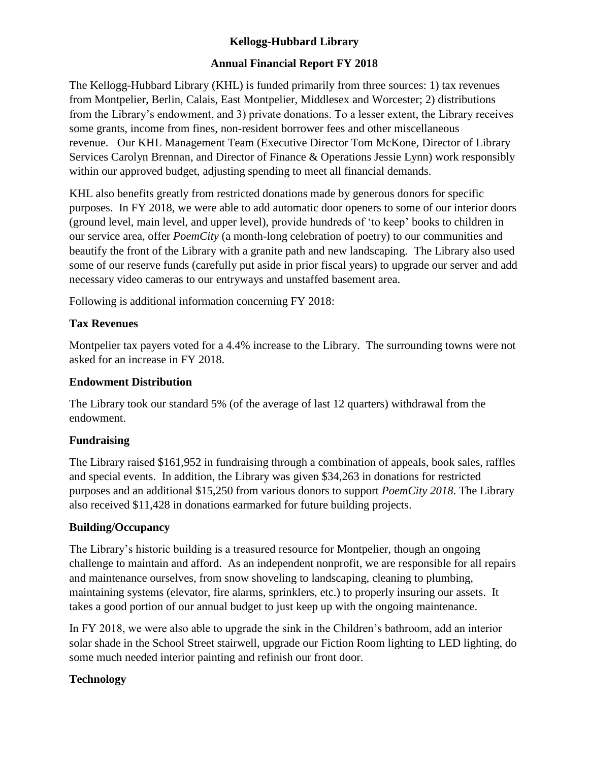# Kellogg-Hubbard Library

## Annual Financial Report FY 2018

The Kellogg-Hubbard Library (KHL) is funded primarily from three sources: 1) tax revenues from Montpelier, Berlin, Calais, East Montpelier, Middlesex and Worcester; 2) distributions from the Library's endowment, and 3) private donations. To a lesser extent, the Library receives some grants, income from fines, non-resident borrower fees and other miscellaneous revenue. Our KHL Management Team (Executive Director Tom McKone, Director of Library Services Carolyn Brennan, and Director of Finance & Operations Jessie Lynn) work responsibly within our approved budget, adjusting spending to meet all financial demands.

KHL also benefits greatly from restricted donations made by generous donors for specific purposes. In FY 2018, we were able to add automatic door openers to some of our interior doors (ground level, main level, and upper level), provide hundreds of 'to keep' books to children in our service area, offer *PoemCity* (a month-long celebration of poetry) to our communities and beautify the front of the Library with a granite path and new landscaping. The Library also used some of our reserve funds (carefully put aside in prior fiscal years) to upgrade our server and add necessary video cameras to our entryways and unstaffed basement area.

Following is additional information concerning FY 2018:

### Tax Revenues

Montpelier tax payers voted for a 4.4% increase to the Library. The surrounding towns were not asked for an increase in FY 2018.

### Endowment Distribution

The Library took our standard 5% (of the average of last 12 quarters) withdrawal from the endowment.

### Fundraising

The Library raised $161,952 in fundraising through a combination of appeals, book sales, raffles and special events. In addition, the Library was given $34,263 in donations for restricted purposes and an additional $15,250 from various donors to support *PoemCity 2018*. The Library also received $11,428 in donations earmarked for future building projects.

### Building/Occupancy

The Library's historic building is a treasured resource for Montpelier, though an ongoing challenge to maintain and afford. As an independent nonprofit, we are responsible for all repairs and maintenance ourselves, from snow shoveling to landscaping, cleaning to plumbing, maintaining systems (elevator, fire alarms, sprinklers, etc.) to properly insuring our assets. It takes a good portion of our annual budget to just keep up with the ongoing maintenance.

In FY 2018, we were also able to upgrade the sink in the Children's bathroom, add an interior solar shade in the School Street stairwell, upgrade our Fiction Room lighting to LED lighting, do some much needed interior painting and refinish our front door.

### Technology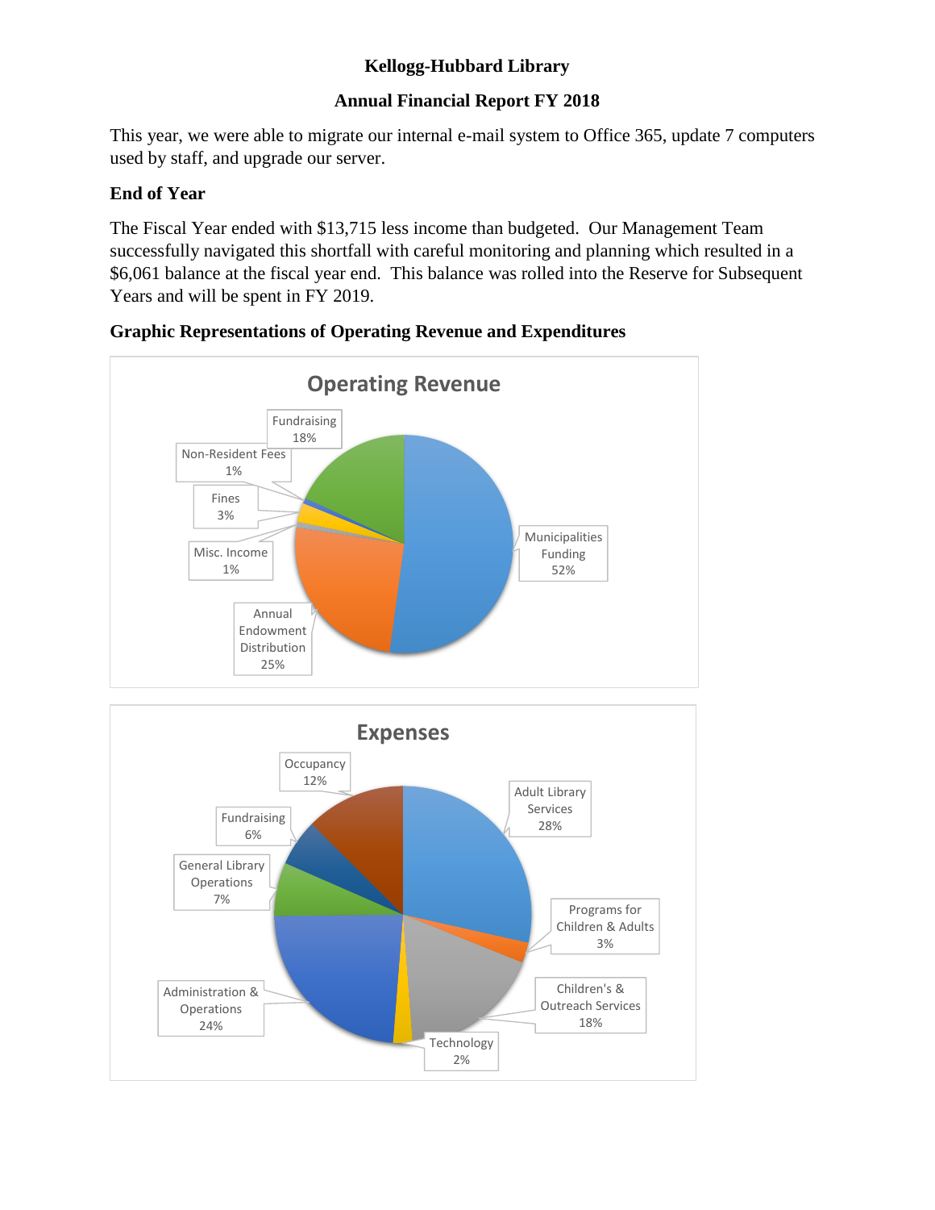**Kellogg-Hubbard Library**

**Annual Financial Report FY 2018**

This year, we were able to migrate our internal e-mail system to Office 365, update 7 computers used by staff, and upgrade our server.

### End of Year

The Fiscal Year ended with $13,715 less income than budgeted. Our Management Team successfully navigated this shortfall with careful monitoring and planning which resulted in a $6,061 balance at the fiscal year end. This balance was rolled into the Reserve for Subsequent Years and will be spent in FY 2019.

### Graphic Representations of Operating Revenue and Expenditures

**Operating Revenue**

| Category | Percentage |
|---|---|
| Municipalities Funding | 52% |
| Annual Endowment Distribution | 25% |
| Misc. Income | 1% |
| Fines | 3% |
| Non-Resident Fees | 1% |
| Fundraising | 18% |

**Expenses**

| Category | Percentage |
|---|---|
| Adult Library Services | 28% |
| Programs for Children & Adults | 3% |
| Children's & Outreach Services | 18% |
| Technology | 2% |
| Administration & Operations | 24% |
| General Library Operations | 7% |
| Fundraising | 6% |
| Occupancy | 12% |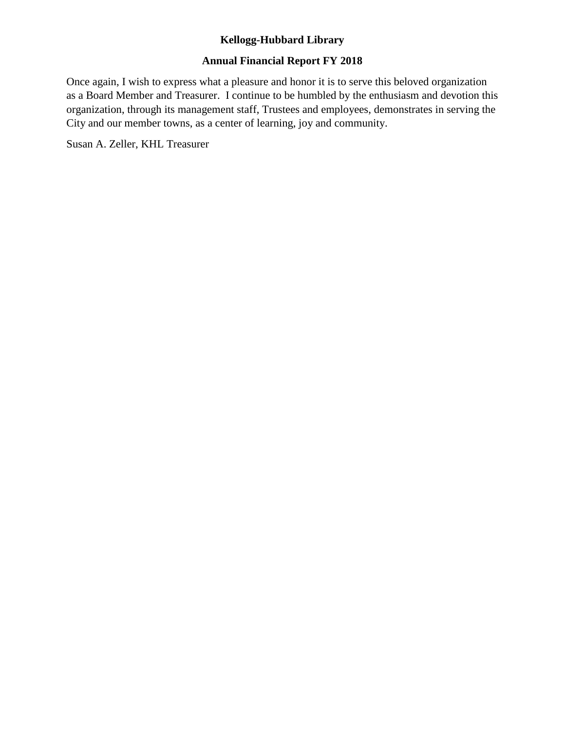**Kellogg-Hubbard Library**

**Annual Financial Report FY 2018**

Once again, I wish to express what a pleasure and honor it is to serve this beloved organization as a Board Member and Treasurer. I continue to be humbled by the enthusiasm and devotion this organization, through its management staff, Trustees and employees, demonstrates in serving the City and our member towns, as a center of learning, joy and community.

Susan A. Zeller, KHL Treasurer